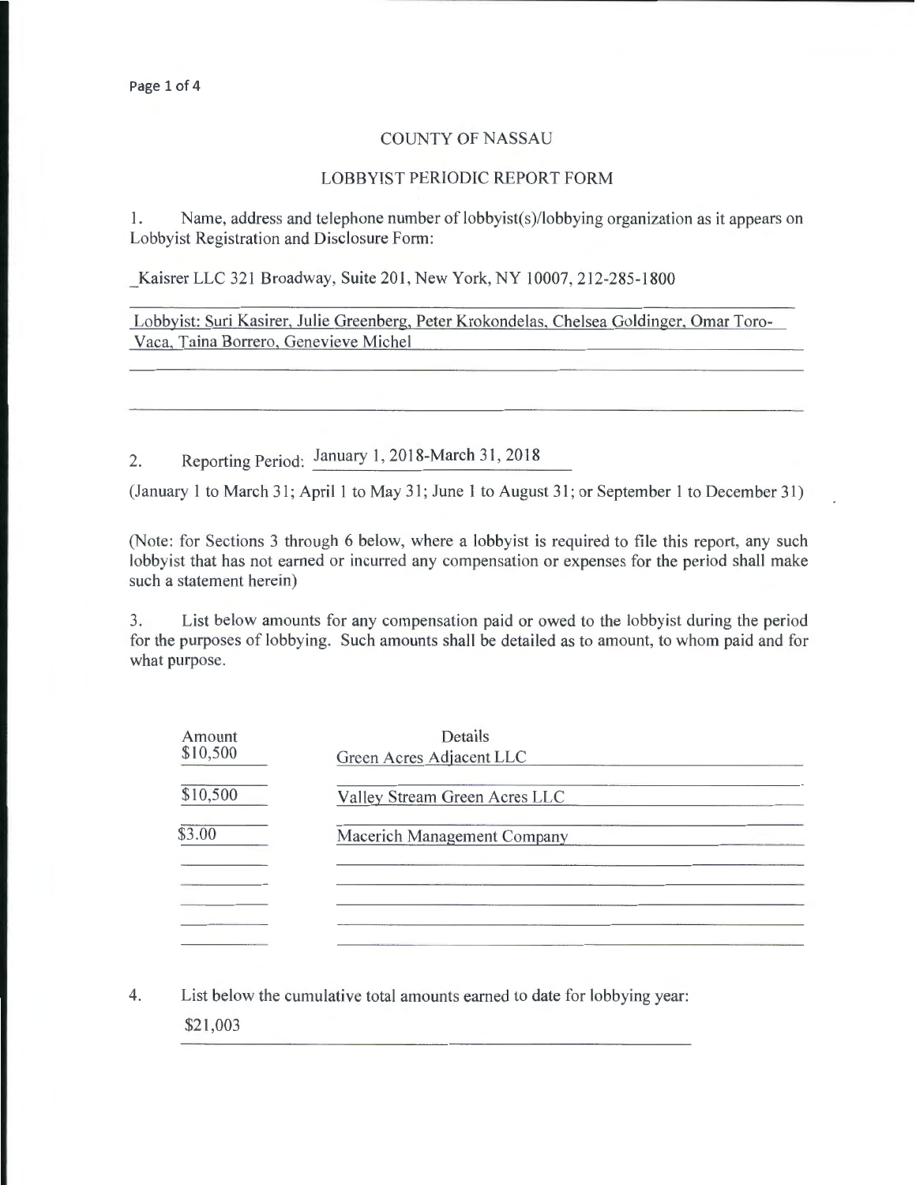# COUNTY OF NASSAU

## LOBBYIST PERIODIC REPORT FORM

1. Name, address and telephone number of lobbyist(s)/lobbying organization as it appears on Lobbyist Registration and Disclosure Form:

_Kaisrer LLC 321 Broadway, Suite 201, New York, NY 10007, 212-285-1800

Lobbyist: Suri Kasirer, Julie Greenberg, Peter Krokondelas, Chelsea Goldinger, Omar Toro-Vaca, Taina Borrero, Genevieve Michel

2. Reporting Period: January 1, 2018-March 31, 2018

(January 1 to March 31; April 1 to May 31; June 1 to August 31; or September 1 to December 31)

(Note: for Sections 3 through 6 below, where a lobbyist is required to file this report, any such lobbyist that has not earned or incurred any compensation or expenses for the period shall make such a statement herein)

3. List below amounts for any compensation paid or owed to the lobbyist during the period for the purposes of lobbying. Such amounts shall be detailed as to amount, to whom paid and for what purpose.

| Amount | Details |
|---|---|
| $10,500 | Green Acres Adjacent LLC |
| $10,500 | Valley Stream Green Acres LLC |
| $3.00 | Macerich Management Company |

4. List below the cumulative total amounts earned to date for lobbying year:

$21,003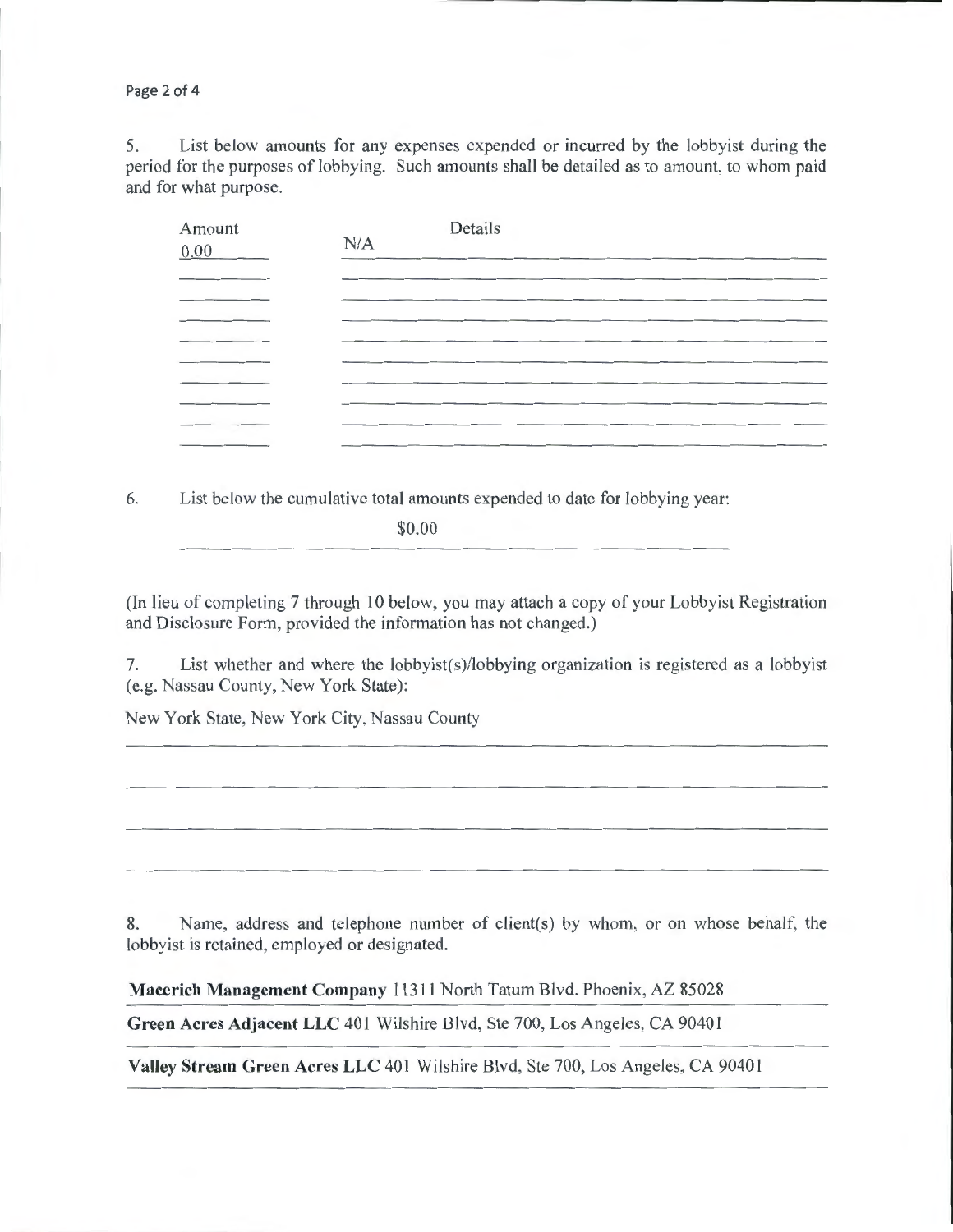5. List below amounts for any expenses expended or incurred by the lobbyist during the period for the purposes of lobbying. Such amounts shall be detailed as to amount, to whom paid and for what purpose.

| Amount | Details |
|---|---|
| 0.00 | N/A |

6. List below the cumulative total amounts expended to date for lobbying year:

$0.00

(In lieu of completing 7 through 10 below, you may attach a copy of your Lobbyist Registration and Disclosure Form, provided the information has not changed.)

7. List whether and where the lobbyist(s)/lobbying organization is registered as a lobbyist (e.g. Nassau County, New York State):

New York State, New York City, Nassau County

8. Name, address and telephone number of client(s) by whom, or on whose behalf, the lobbyist is retained, employed or designated.

**Macerich Management Company** 11311 North Tatum Blvd. Phoenix, AZ 85028

**Green Acres Adjacent LLC** 401 Wilshire Blvd, Ste 700, Los Angeles, CA 90401

**Valley Stream Green Acres LLC** 401 Wilshire Blvd, Ste 700, Los Angeles, CA 90401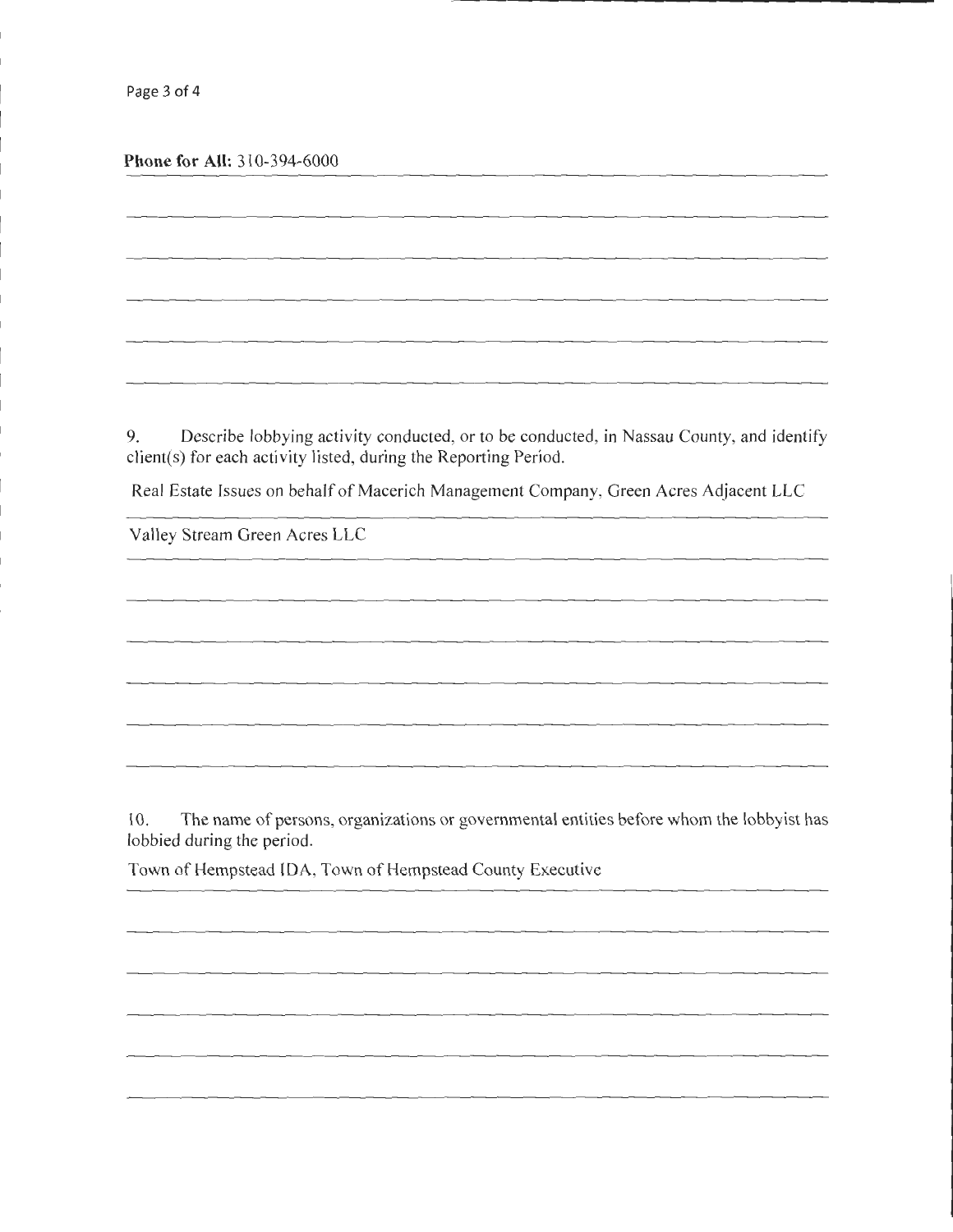**Phone for All:** 310-394-6000

9. Describe lobbying activity conducted, or to be conducted, in Nassau County, and identify client(s) for each activity listed, during the Reporting Period.

Real Estate Issues on behalf of Macerich Management Company, Green Acres Adjacent LLC

Valley Stream Green Acres LLC

10. The name of persons, organizations or governmental entities before whom the lobbyist has lobbied during the period.

Town of Hempstead IDA, Town of Hempstead County Executive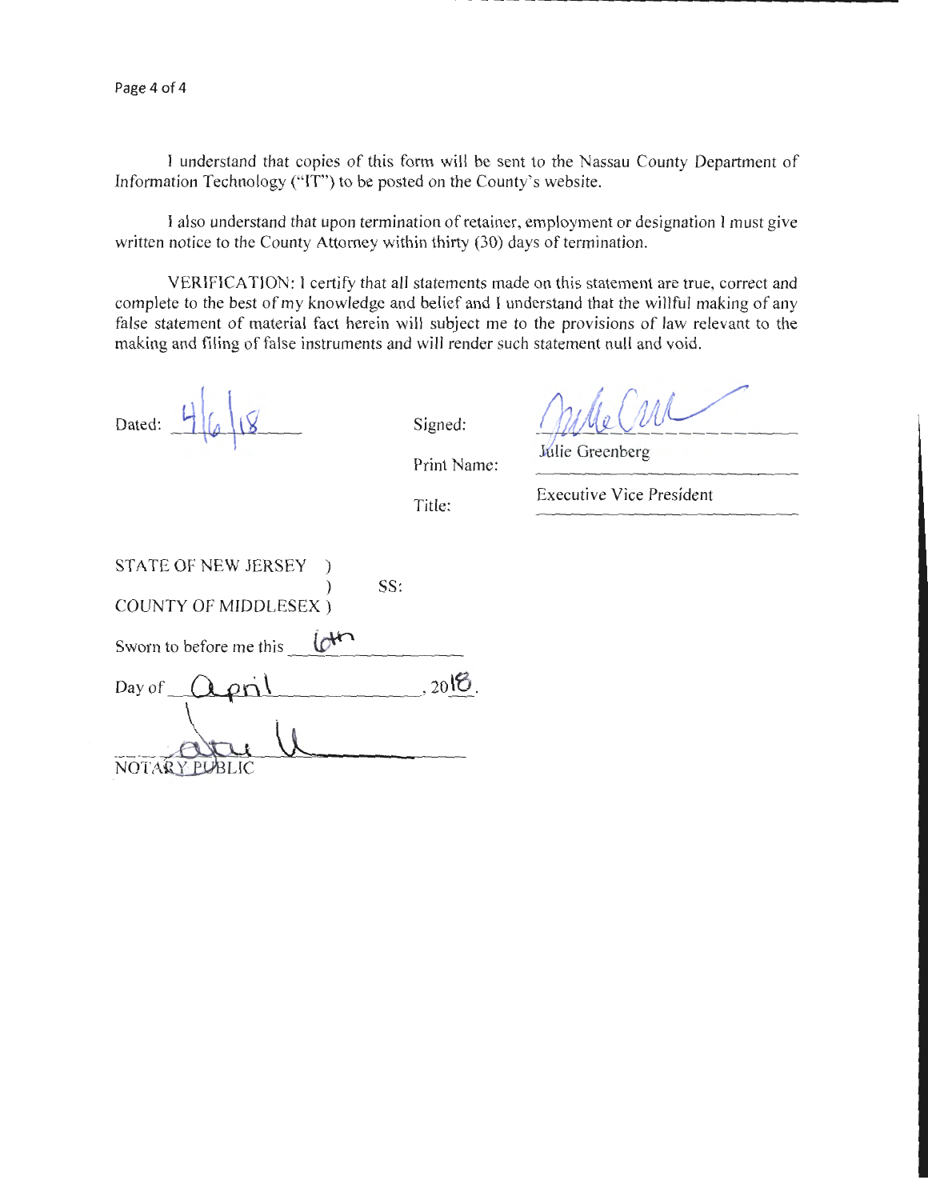I understand that copies of this form will be sent to the Nassau County Department of Information Technology ("IT") to be posted on the County's website.

I also understand that upon termination of retainer, employment or designation I must give written notice to the County Attorney within thirty (30) days of termination.

VERIFICATION: I certify that all statements made on this statement are true, correct and complete to the best of my knowledge and belief and I understand that the willful making of any false statement of material fact herein will subject me to the provisions of law relevant to the making and filing of false instruments and will render such statement null and void.

Dated: 4/6/18

Signed: [signature]

Print Name: Julie Greenberg

Title: Executive Vice President

STATE OF NEW JERSEY )
) SS:
COUNTY OF MIDDLESEX )

Sworn to before me this 6th

Day of April, 2018.

[signature]
NOTARY PUBLIC